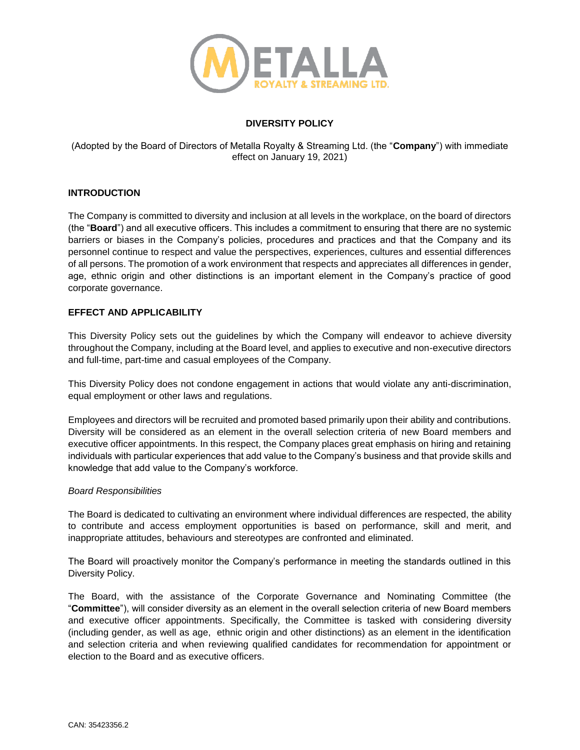# DIVERSITY POLICY

(Adopted by the Board of Directors of Metalla Royalty & Streaming Ltd. (the "**Company**") with immediate effect on January 19, 2021)

## INTRODUCTION

The Company is committed to diversity and inclusion at all levels in the workplace, on the board of directors (the "**Board**") and all executive officers. This includes a commitment to ensuring that there are no systemic barriers or biases in the Company's policies, procedures and practices and that the Company and its personnel continue to respect and value the perspectives, experiences, cultures and essential differences of all persons. The promotion of a work environment that respects and appreciates all differences in gender, age, ethnic origin and other distinctions is an important element in the Company's practice of good corporate governance.

## EFFECT AND APPLICABILITY

This Diversity Policy sets out the guidelines by which the Company will endeavor to achieve diversity throughout the Company, including at the Board level, and applies to executive and non-executive directors and full-time, part-time and casual employees of the Company.

This Diversity Policy does not condone engagement in actions that would violate any anti-discrimination, equal employment or other laws and regulations.

Employees and directors will be recruited and promoted based primarily upon their ability and contributions. Diversity will be considered as an element in the overall selection criteria of new Board members and executive officer appointments. In this respect, the Company places great emphasis on hiring and retaining individuals with particular experiences that add value to the Company's business and that provide skills and knowledge that add value to the Company's workforce.

### *Board Responsibilities*

The Board is dedicated to cultivating an environment where individual differences are respected, the ability to contribute and access employment opportunities is based on performance, skill and merit, and inappropriate attitudes, behaviours and stereotypes are confronted and eliminated.

The Board will proactively monitor the Company's performance in meeting the standards outlined in this Diversity Policy.

The Board, with the assistance of the Corporate Governance and Nominating Committee (the "**Committee**"), will consider diversity as an element in the overall selection criteria of new Board members and executive officer appointments. Specifically, the Committee is tasked with considering diversity (including gender, as well as age, ethnic origin and other distinctions) as an element in the identification and selection criteria and when reviewing qualified candidates for recommendation for appointment or election to the Board and as executive officers.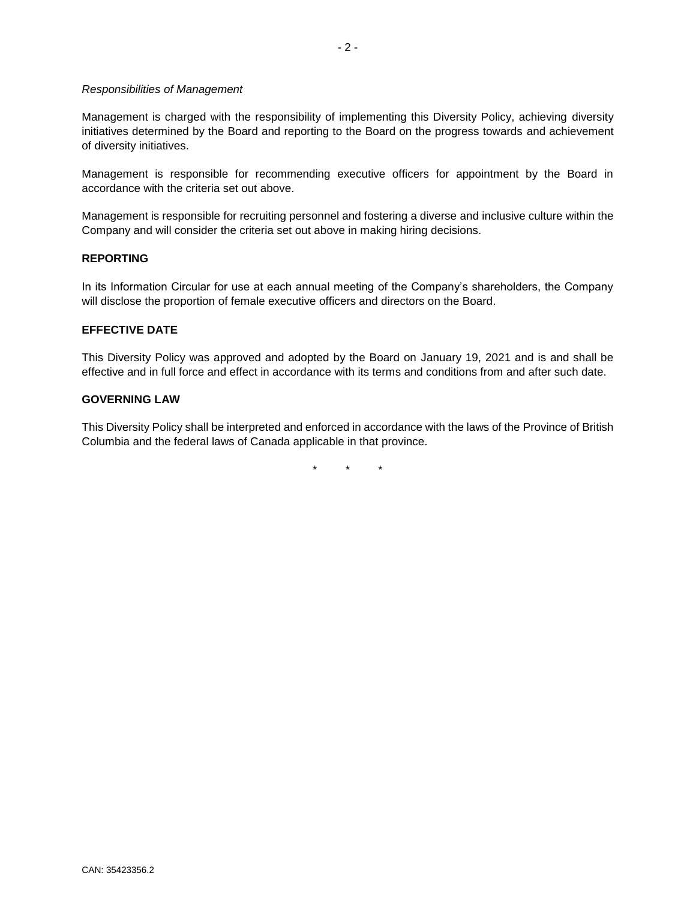*Responsibilities of Management*

Management is charged with the responsibility of implementing this Diversity Policy, achieving diversity initiatives determined by the Board and reporting to the Board on the progress towards and achievement of diversity initiatives.

Management is responsible for recommending executive officers for appointment by the Board in accordance with the criteria set out above.

Management is responsible for recruiting personnel and fostering a diverse and inclusive culture within the Company and will consider the criteria set out above in making hiring decisions.

**REPORTING**

In its Information Circular for use at each annual meeting of the Company's shareholders, the Company will disclose the proportion of female executive officers and directors on the Board.

**EFFECTIVE DATE**

This Diversity Policy was approved and adopted by the Board on January 19, 2021 and is and shall be effective and in full force and effect in accordance with its terms and conditions from and after such date.

**GOVERNING LAW**

This Diversity Policy shall be interpreted and enforced in accordance with the laws of the Province of British Columbia and the federal laws of Canada applicable in that province.

\* \* \*

CAN: 35423356.2